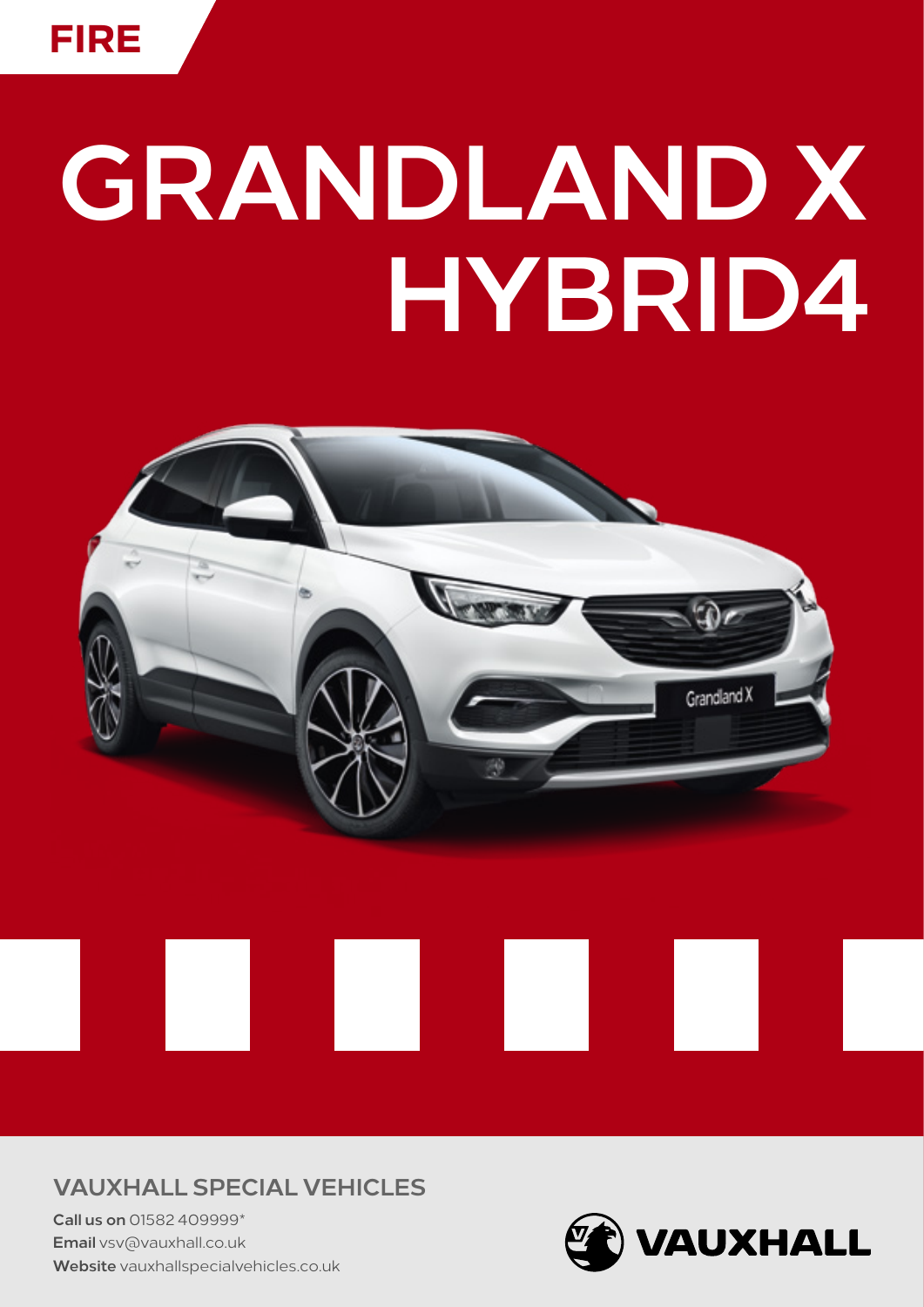FIRE

# GRANDLAND X HYBRID4

## VAUXHALL SPECIAL VEHICLES

**Call us on** 01582 409999*
**Email** vsv@vauxhall.co.uk
**Website** vauxhallspecialvehicles.co.uk

VAUXHALL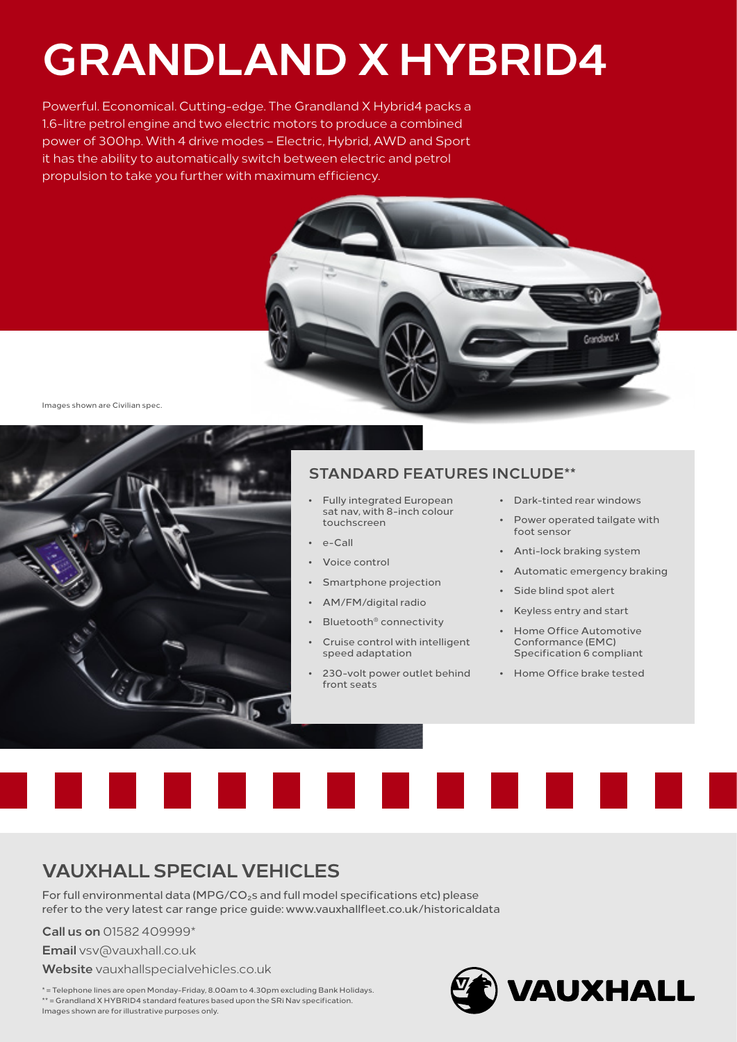# GRANDLAND X HYBRID4

Powerful. Economical. Cutting-edge. The Grandland X Hybrid4 packs a 1.6-litre petrol engine and two electric motors to produce a combined power of 300hp. With 4 drive modes – Electric, Hybrid, AWD and Sport it has the ability to automatically switch between electric and petrol propulsion to take you further with maximum efficiency.

Images shown are Civilian spec.

## STANDARD FEATURES INCLUDE**

- Fully integrated European sat nav, with 8-inch colour touchscreen
- e-Call
- Voice control
- Smartphone projection
- AM/FM/digital radio
- Bluetooth® connectivity
- Cruise control with intelligent speed adaptation
- 230-volt power outlet behind front seats
- Dark-tinted rear windows
- Power operated tailgate with foot sensor
- Anti-lock braking system
- Automatic emergency braking
- Side blind spot alert
- Keyless entry and start
- Home Office Automotive Conformance (EMC) Specification 6 compliant
- Home Office brake tested

## VAUXHALL SPECIAL VEHICLES

For full environmental data (MPG/$CO_2$s and full model specifications etc) please refer to the very latest car range price guide: www.vauxhallfleet.co.uk/historicaldata

**Call us on** 01582 409999*

**Email** vsv@vauxhall.co.uk

**Website** vauxhallspecialvehicles.co.uk

* = Telephone lines are open Monday-Friday, 8.00am to 4.30pm excluding Bank Holidays.
** = Grandland X HYBRID4 standard features based upon the SRi Nav specification.
Images shown are for illustrative purposes only.

VAUXHALL